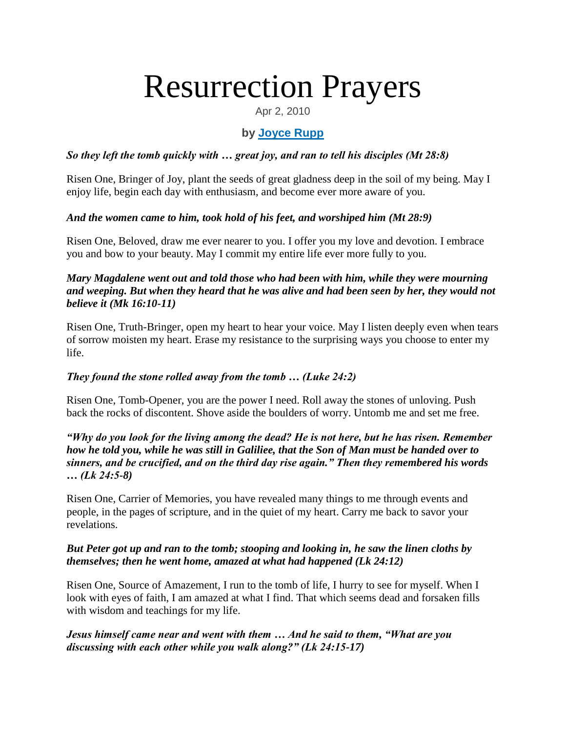# Resurrection Prayers

Apr 2, 2010

**by [Joyce Rupp]**

***So they left the tomb quickly with … great joy, and ran to tell his disciples (Mt 28:8)***

Risen One, Bringer of Joy, plant the seeds of great gladness deep in the soil of my being. May I enjoy life, begin each day with enthusiasm, and become ever more aware of you.

***And the women came to him, took hold of his feet, and worshiped him (Mt 28:9)***

Risen One, Beloved, draw me ever nearer to you. I offer you my love and devotion. I embrace you and bow to your beauty. May I commit my entire life ever more fully to you.

***Mary Magdalene went out and told those who had been with him, while they were mourning and weeping. But when they heard that he was alive and had been seen by her, they would not believe it (Mk 16:10-11)***

Risen One, Truth-Bringer, open my heart to hear your voice. May I listen deeply even when tears of sorrow moisten my heart. Erase my resistance to the surprising ways you choose to enter my life.

***They found the stone rolled away from the tomb … (Luke 24:2)***

Risen One, Tomb-Opener, you are the power I need. Roll away the stones of unloving. Push back the rocks of discontent. Shove aside the boulders of worry. Untomb me and set me free.

***"Why do you look for the living among the dead? He is not here, but he has risen. Remember how he told you, while he was still in Galiliee, that the Son of Man must be handed over to sinners, and be crucified, and on the third day rise again." Then they remembered his words … (Lk 24:5-8)***

Risen One, Carrier of Memories, you have revealed many things to me through events and people, in the pages of scripture, and in the quiet of my heart. Carry me back to savor your revelations.

***But Peter got up and ran to the tomb; stooping and looking in, he saw the linen cloths by themselves; then he went home, amazed at what had happened (Lk 24:12)***

Risen One, Source of Amazement, I run to the tomb of life, I hurry to see for myself. When I look with eyes of faith, I am amazed at what I find. That which seems dead and forsaken fills with wisdom and teachings for my life.

***Jesus himself came near and went with them … And he said to them, "What are you discussing with each other while you walk along?" (Lk 24:15-17)***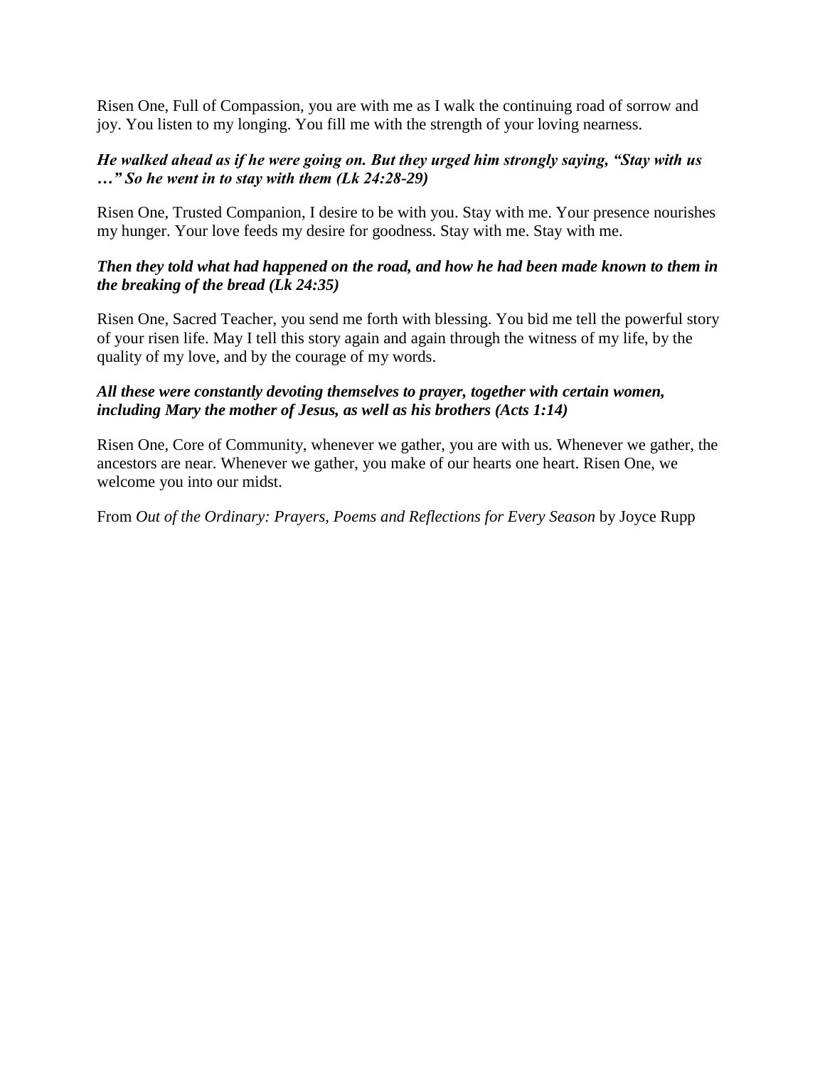Risen One, Full of Compassion, you are with me as I walk the continuing road of sorrow and joy. You listen to my longing. You fill me with the strength of your loving nearness.

***He walked ahead as if he were going on. But they urged him strongly saying, "Stay with us …" So he went in to stay with them (Lk 24:28-29)***

Risen One, Trusted Companion, I desire to be with you. Stay with me. Your presence nourishes my hunger. Your love feeds my desire for goodness. Stay with me. Stay with me.

***Then they told what had happened on the road, and how he had been made known to them in the breaking of the bread (Lk 24:35)***

Risen One, Sacred Teacher, you send me forth with blessing. You bid me tell the powerful story of your risen life. May I tell this story again and again through the witness of my life, by the quality of my love, and by the courage of my words.

***All these were constantly devoting themselves to prayer, together with certain women, including Mary the mother of Jesus, as well as his brothers (Acts 1:14)***

Risen One, Core of Community, whenever we gather, you are with us. Whenever we gather, the ancestors are near. Whenever we gather, you make of our hearts one heart. Risen One, we welcome you into our midst.

From *Out of the Ordinary: Prayers, Poems and Reflections for Every Season* by Joyce Rupp